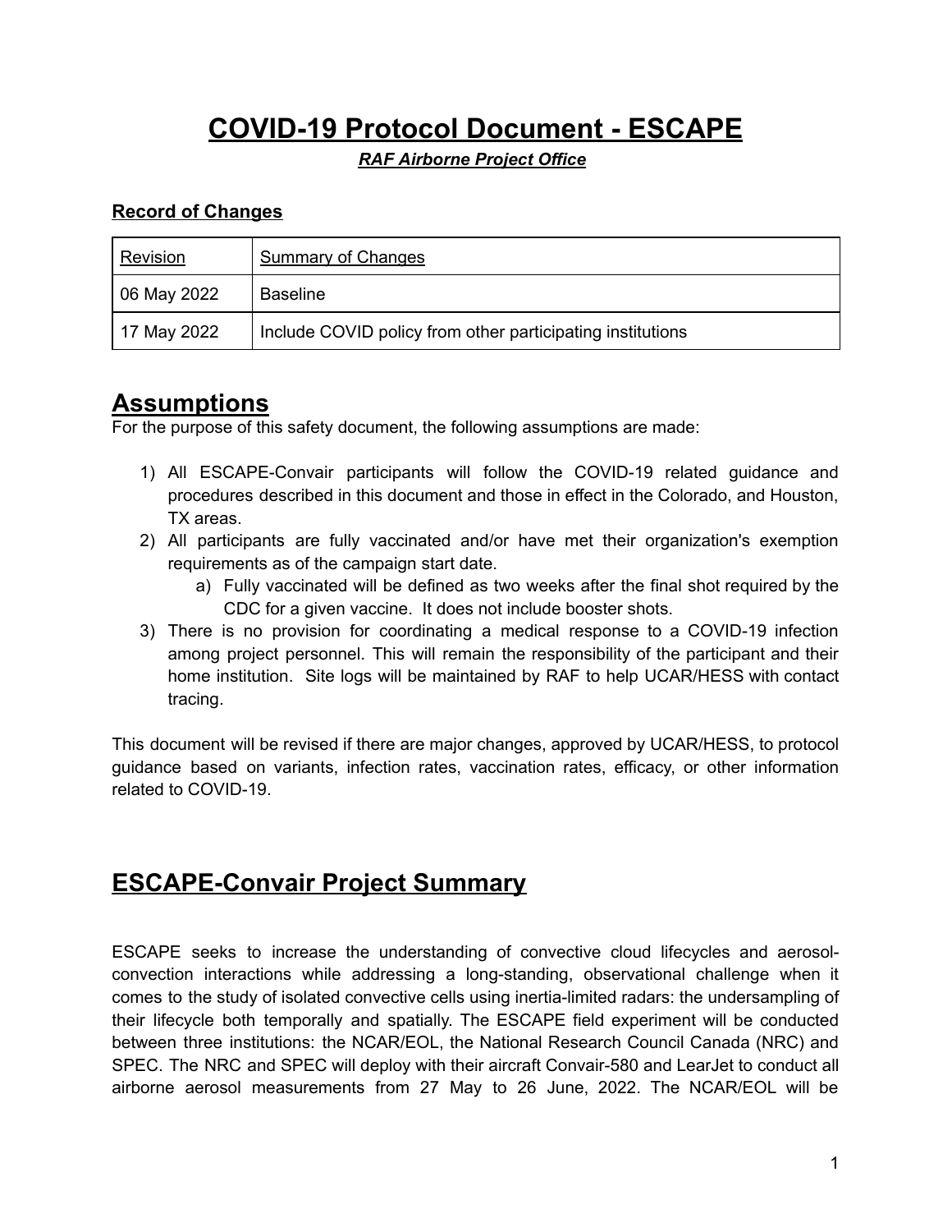# COVID-19 Protocol Document - ESCAPE

***RAF Airborne Project Office***

### Record of Changes

| Revision | Summary of Changes |
|---|---|
| 06 May 2022 | Baseline |
| 17 May 2022 | Include COVID policy from other participating institutions |

## Assumptions

For the purpose of this safety document, the following assumptions are made:

1) All ESCAPE-Convair participants will follow the COVID-19 related guidance and procedures described in this document and those in effect in the Colorado, and Houston, TX areas.
2) All participants are fully vaccinated and/or have met their organization's exemption requirements as of the campaign start date.
    a) Fully vaccinated will be defined as two weeks after the final shot required by the CDC for a given vaccine. It does not include booster shots.
3) There is no provision for coordinating a medical response to a COVID-19 infection among project personnel. This will remain the responsibility of the participant and their home institution. Site logs will be maintained by RAF to help UCAR/HESS with contact tracing.

This document will be revised if there are major changes, approved by UCAR/HESS, to protocol guidance based on variants, infection rates, vaccination rates, efficacy, or other information related to COVID-19.

## ESCAPE-Convair Project Summary

ESCAPE seeks to increase the understanding of convective cloud lifecycles and aerosol-convection interactions while addressing a long-standing, observational challenge when it comes to the study of isolated convective cells using inertia-limited radars: the undersampling of their lifecycle both temporally and spatially. The ESCAPE field experiment will be conducted between three institutions: the NCAR/EOL, the National Research Council Canada (NRC) and SPEC. The NRC and SPEC will deploy with their aircraft Convair-580 and LearJet to conduct all airborne aerosol measurements from 27 May to 26 June, 2022. The NCAR/EOL will be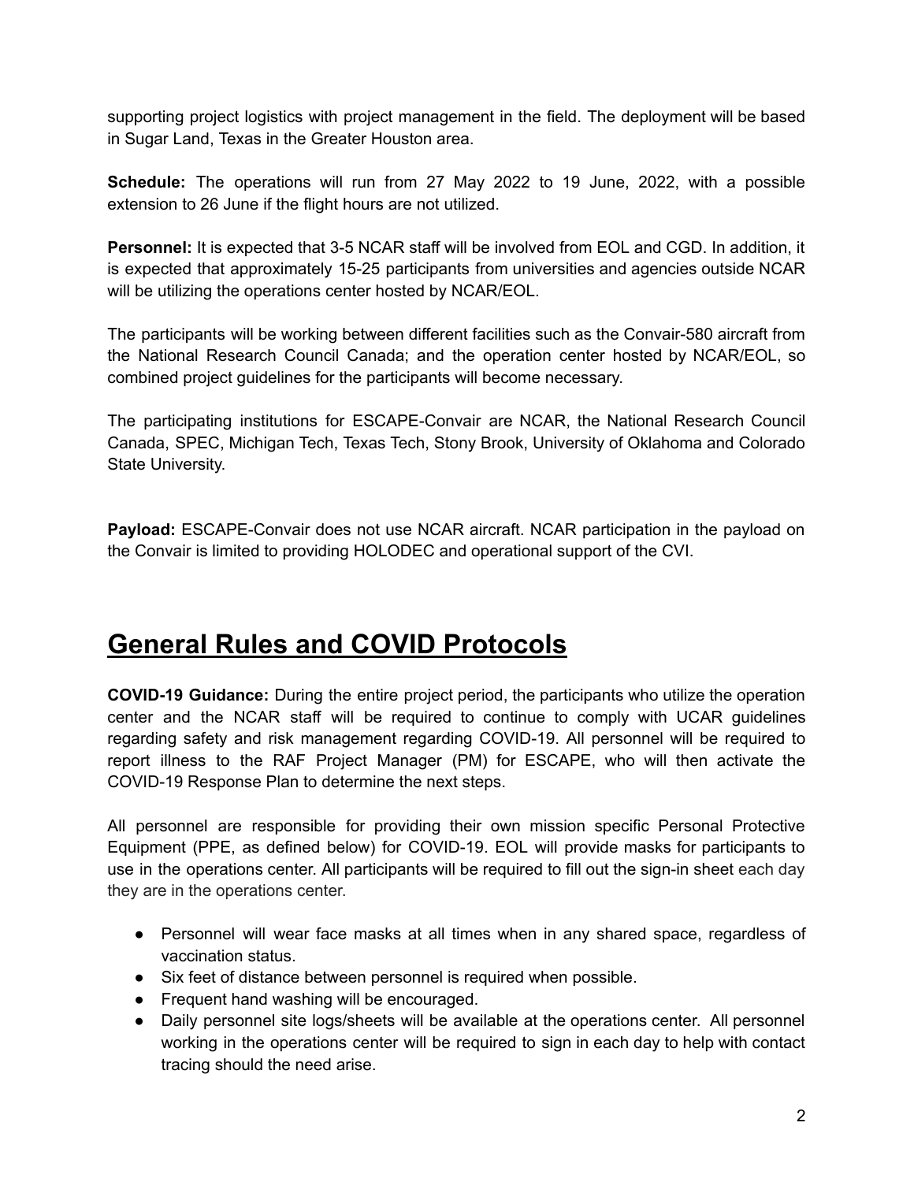supporting project logistics with project management in the field. The deployment will be based in Sugar Land, Texas in the Greater Houston area.

**Schedule:** The operations will run from 27 May 2022 to 19 June, 2022, with a possible extension to 26 June if the flight hours are not utilized.

**Personnel:** It is expected that 3-5 NCAR staff will be involved from EOL and CGD. In addition, it is expected that approximately 15-25 participants from universities and agencies outside NCAR will be utilizing the operations center hosted by NCAR/EOL.

The participants will be working between different facilities such as the Convair-580 aircraft from the National Research Council Canada; and the operation center hosted by NCAR/EOL, so combined project guidelines for the participants will become necessary.

The participating institutions for ESCAPE-Convair are NCAR, the National Research Council Canada, SPEC, Michigan Tech, Texas Tech, Stony Brook, University of Oklahoma and Colorado State University.

**Payload:** ESCAPE-Convair does not use NCAR aircraft. NCAR participation in the payload on the Convair is limited to providing HOLODEC and operational support of the CVI.

# General Rules and COVID Protocols

**COVID-19 Guidance:** During the entire project period, the participants who utilize the operation center and the NCAR staff will be required to continue to comply with UCAR guidelines regarding safety and risk management regarding COVID-19. All personnel will be required to report illness to the RAF Project Manager (PM) for ESCAPE, who will then activate the COVID-19 Response Plan to determine the next steps.

All personnel are responsible for providing their own mission specific Personal Protective Equipment (PPE, as defined below) for COVID-19. EOL will provide masks for participants to use in the operations center. All participants will be required to fill out the sign-in sheet each day they are in the operations center.

- Personnel will wear face masks at all times when in any shared space, regardless of vaccination status.
- Six feet of distance between personnel is required when possible.
- Frequent hand washing will be encouraged.
- Daily personnel site logs/sheets will be available at the operations center. All personnel working in the operations center will be required to sign in each day to help with contact tracing should the need arise.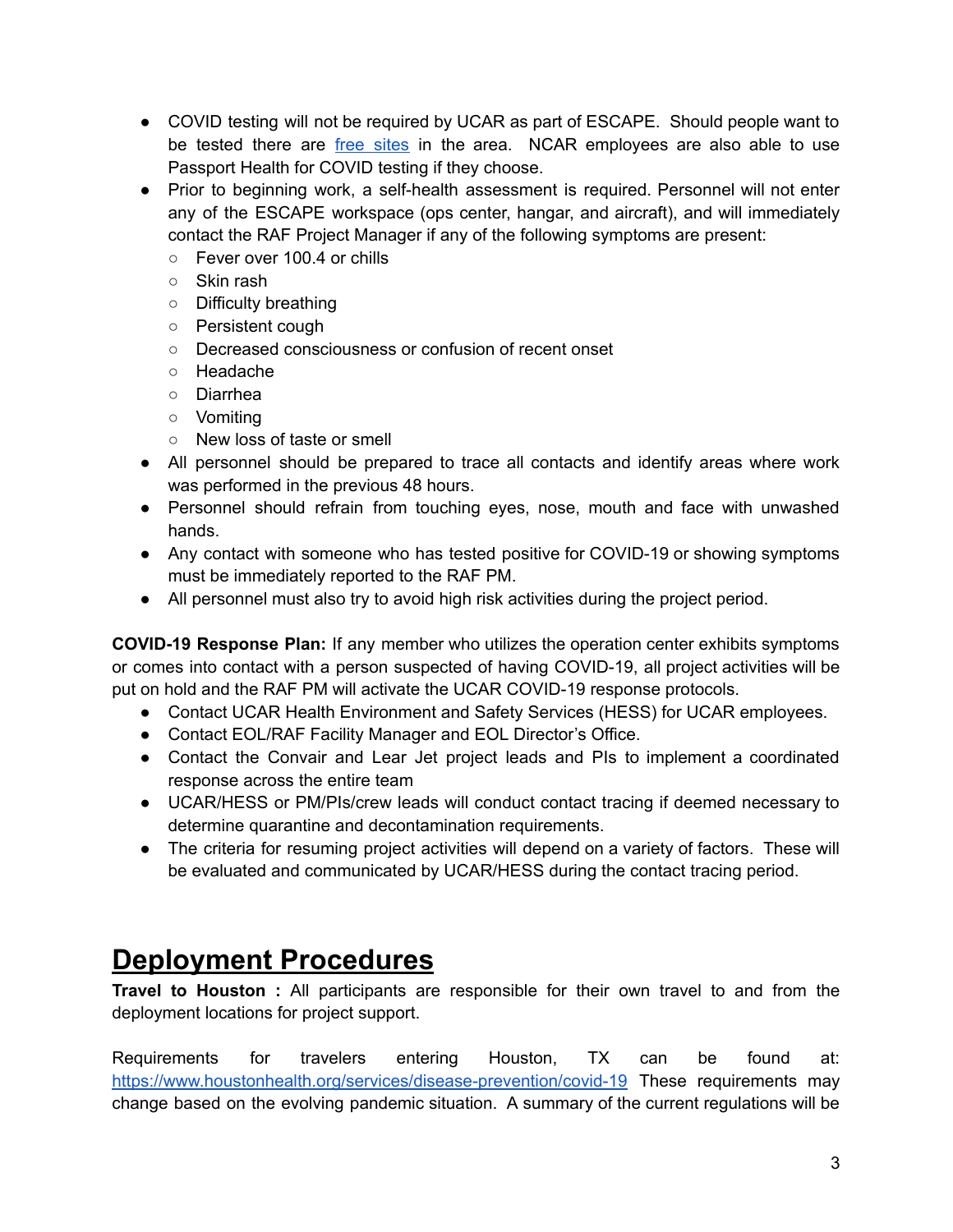- COVID testing will not be required by UCAR as part of ESCAPE. Should people want to be tested there are [free sites](#) in the area. NCAR employees are also able to use Passport Health for COVID testing if they choose.
- Prior to beginning work, a self-health assessment is required. Personnel will not enter any of the ESCAPE workspace (ops center, hangar, and aircraft), and will immediately contact the RAF Project Manager if any of the following symptoms are present:
  - Fever over 100.4 or chills
  - Skin rash
  - Difficulty breathing
  - Persistent cough
  - Decreased consciousness or confusion of recent onset
  - Headache
  - Diarrhea
  - Vomiting
  - New loss of taste or smell
- All personnel should be prepared to trace all contacts and identify areas where work was performed in the previous 48 hours.
- Personnel should refrain from touching eyes, nose, mouth and face with unwashed hands.
- Any contact with someone who has tested positive for COVID-19 or showing symptoms must be immediately reported to the RAF PM.
- All personnel must also try to avoid high risk activities during the project period.

**COVID-19 Response Plan:** If any member who utilizes the operation center exhibits symptoms or comes into contact with a person suspected of having COVID-19, all project activities will be put on hold and the RAF PM will activate the UCAR COVID-19 response protocols.

- Contact UCAR Health Environment and Safety Services (HESS) for UCAR employees.
- Contact EOL/RAF Facility Manager and EOL Director's Office.
- Contact the Convair and Lear Jet project leads and PIs to implement a coordinated response across the entire team
- UCAR/HESS or PM/PIs/crew leads will conduct contact tracing if deemed necessary to determine quarantine and decontamination requirements.
- The criteria for resuming project activities will depend on a variety of factors. These will be evaluated and communicated by UCAR/HESS during the contact tracing period.

# Deployment Procedures

**Travel to Houston :** All participants are responsible for their own travel to and from the deployment locations for project support.

Requirements for travelers entering Houston, TX can be found at: https://www.houstonhealth.org/services/disease-prevention/covid-19 These requirements may change based on the evolving pandemic situation. A summary of the current regulations will be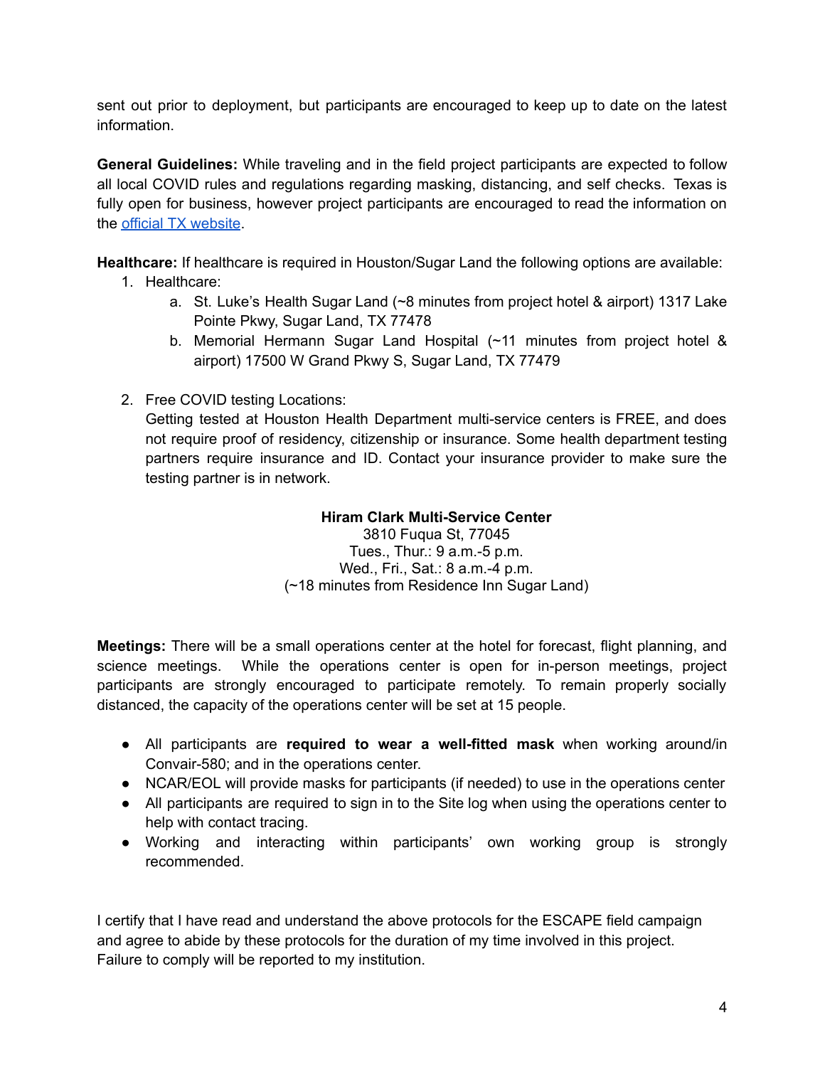sent out prior to deployment, but participants are encouraged to keep up to date on the latest information.

**General Guidelines:** While traveling and in the field project participants are expected to follow all local COVID rules and regulations regarding masking, distancing, and self checks. Texas is fully open for business, however project participants are encouraged to read the information on the [official TX website](official TX website).

**Healthcare:** If healthcare is required in Houston/Sugar Land the following options are available:

1. Healthcare:
    a. St. Luke's Health Sugar Land (~8 minutes from project hotel & airport) 1317 Lake Pointe Pkwy, Sugar Land, TX 77478
    b. Memorial Hermann Sugar Land Hospital (~11 minutes from project hotel & airport) 17500 W Grand Pkwy S, Sugar Land, TX 77479

2. Free COVID testing Locations:
   Getting tested at Houston Health Department multi-service centers is FREE, and does not require proof of residency, citizenship or insurance. Some health department testing partners require insurance and ID. Contact your insurance provider to make sure the testing partner is in network.

   **Hiram Clark Multi-Service Center**
   3810 Fuqua St, 77045
   Tues., Thur.: 9 a.m.-5 p.m.
   Wed., Fri., Sat.: 8 a.m.-4 p.m.
   (~18 minutes from Residence Inn Sugar Land)

**Meetings:** There will be a small operations center at the hotel for forecast, flight planning, and science meetings. While the operations center is open for in-person meetings, project participants are strongly encouraged to participate remotely. To remain properly socially distanced, the capacity of the operations center will be set at 15 people.

- All participants are **required to wear a well-fitted mask** when working around/in Convair-580; and in the operations center.
- NCAR/EOL will provide masks for participants (if needed) to use in the operations center
- All participants are required to sign in to the Site log when using the operations center to help with contact tracing.
- Working and interacting within participants' own working group is strongly recommended.

I certify that I have read and understand the above protocols for the ESCAPE field campaign and agree to abide by these protocols for the duration of my time involved in this project. Failure to comply will be reported to my institution.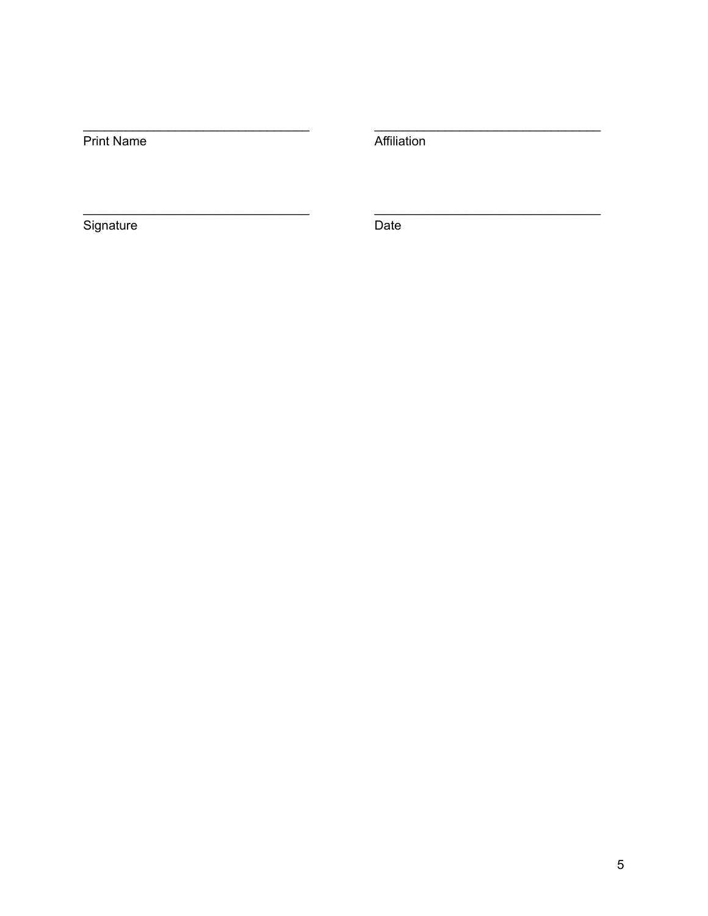\_\_\_\_\_\_\_\_\_\_\_\_\_\_\_\_\_\_\_\_\_\_\_\_\_\_\_\_\_\_\_\_
Print Name

\_\_\_\_\_\_\_\_\_\_\_\_\_\_\_\_\_\_\_\_\_\_\_\_\_\_\_\_\_\_\_\_
Affiliation

\_\_\_\_\_\_\_\_\_\_\_\_\_\_\_\_\_\_\_\_\_\_\_\_\_\_\_\_\_\_\_\_
Signature

\_\_\_\_\_\_\_\_\_\_\_\_\_\_\_\_\_\_\_\_\_\_\_\_\_\_\_\_\_\_\_\_
Date